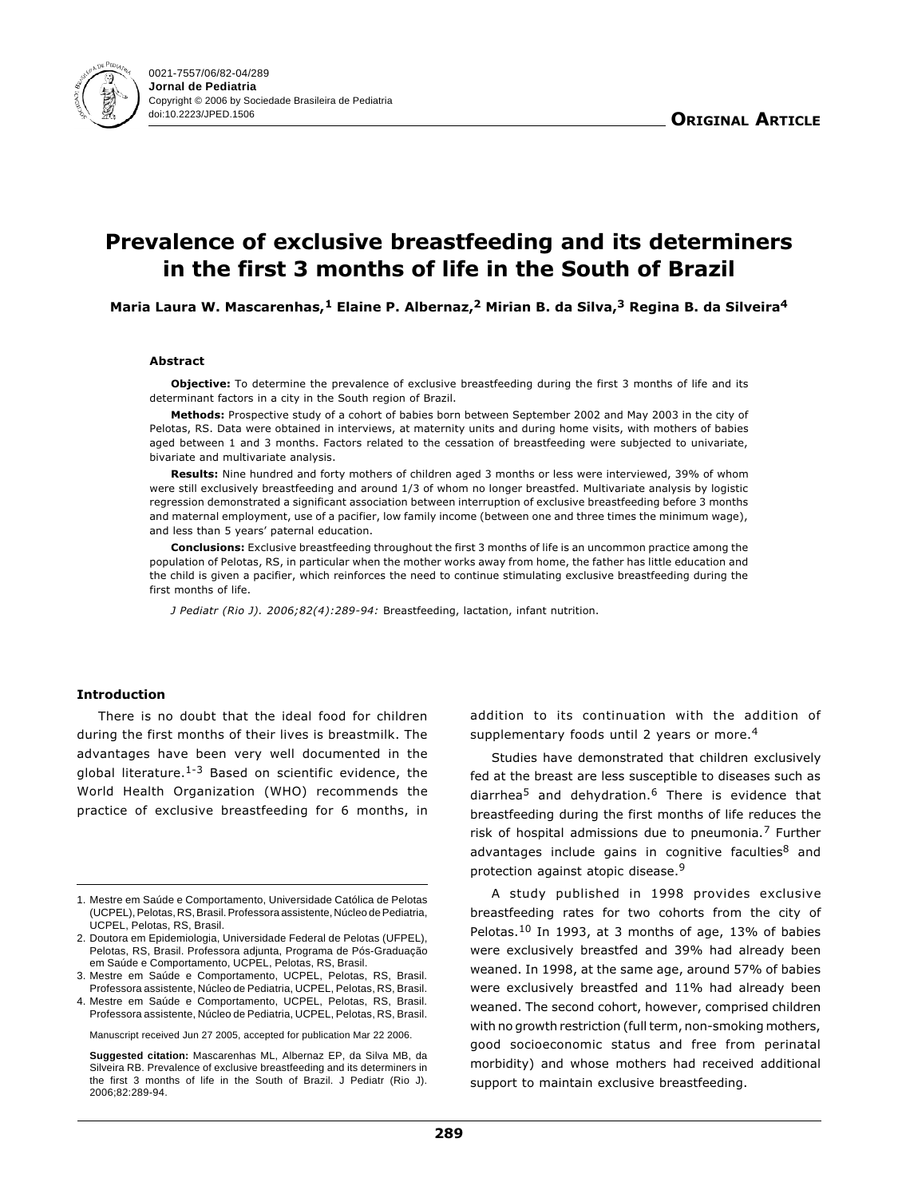0021-7557/06/82-04/289
**Jornal de Pediatria**
Copyright © 2006 by Sociedade Brasileira de Pediatria
doi:10.2223/JPED.1506

**Original Article**

# Prevalence of exclusive breastfeeding and its determiners in the first 3 months of life in the South of Brazil

**Maria Laura W. Mascarenhas,[1] Elaine P. Albernaz,[2] Mirian B. da Silva,[3] Regina B. da Silveira[4]**

#### Abstract

**Objective:** To determine the prevalence of exclusive breastfeeding during the first 3 months of life and its determinant factors in a city in the South region of Brazil.

**Methods:** Prospective study of a cohort of babies born between September 2002 and May 2003 in the city of Pelotas, RS. Data were obtained in interviews, at maternity units and during home visits, with mothers of babies aged between 1 and 3 months. Factors related to the cessation of breastfeeding were subjected to univariate, bivariate and multivariate analysis.

**Results:** Nine hundred and forty mothers of children aged 3 months or less were interviewed, 39% of whom were still exclusively breastfeeding and around 1/3 of whom no longer breastfed. Multivariate analysis by logistic regression demonstrated a significant association between interruption of exclusive breastfeeding before 3 months and maternal employment, use of a pacifier, low family income (between one and three times the minimum wage), and less than 5 years' paternal education.

**Conclusions:** Exclusive breastfeeding throughout the first 3 months of life is an uncommon practice among the population of Pelotas, RS, in particular when the mother works away from home, the father has little education and the child is given a pacifier, which reinforces the need to continue stimulating exclusive breastfeeding during the first months of life.

*J Pediatr (Rio J). 2006;82(4):289-94:* Breastfeeding, lactation, infant nutrition.

#### Introduction

There is no doubt that the ideal food for children during the first months of their lives is breastmilk. The advantages have been very well documented in the global literature.[1-3] Based on scientific evidence, the World Health Organization (WHO) recommends the practice of exclusive breastfeeding for 6 months, in addition to its continuation with the addition of supplementary foods until 2 years or more.[4]

Studies have demonstrated that children exclusively fed at the breast are less susceptible to diseases such as diarrhea[5] and dehydration.[6] There is evidence that breastfeeding during the first months of life reduces the risk of hospital admissions due to pneumonia.[7] Further advantages include gains in cognitive faculties[8] and protection against atopic disease.[9]

A study published in 1998 provides exclusive breastfeeding rates for two cohorts from the city of Pelotas.[10] In 1993, at 3 months of age, 13% of babies were exclusively breastfed and 39% had already been weaned. In 1998, at the same age, around 57% of babies were exclusively breastfed and 11% had already been weaned. The second cohort, however, comprised children with no growth restriction (full term, non-smoking mothers, good socioeconomic status and free from perinatal morbidity) and whose mothers had received additional support to maintain exclusive breastfeeding.

---

1. Mestre em Saúde e Comportamento, Universidade Católica de Pelotas (UCPEL), Pelotas, RS, Brasil. Professora assistente, Núcleo de Pediatria, UCPEL, Pelotas, RS, Brasil.
2. Doutora em Epidemiologia, Universidade Federal de Pelotas (UFPEL), Pelotas, RS, Brasil. Professora adjunta, Programa de Pós-Graduação em Saúde e Comportamento, UCPEL, Pelotas, RS, Brasil.
3. Mestre em Saúde e Comportamento, UCPEL, Pelotas, RS, Brasil. Professora assistente, Núcleo de Pediatria, UCPEL, Pelotas, RS, Brasil.
4. Mestre em Saúde e Comportamento, UCPEL, Pelotas, RS, Brasil. Professora assistente, Núcleo de Pediatria, UCPEL, Pelotas, RS, Brasil.

Manuscript received Jun 27 2005, accepted for publication Mar 22 2006.

**Suggested citation:** Mascarenhas ML, Albernaz EP, da Silva MB, da Silveira RB. Prevalence of exclusive breastfeeding and its determiners in the first 3 months of life in the South of Brazil. J Pediatr (Rio J). 2006;82:289-94.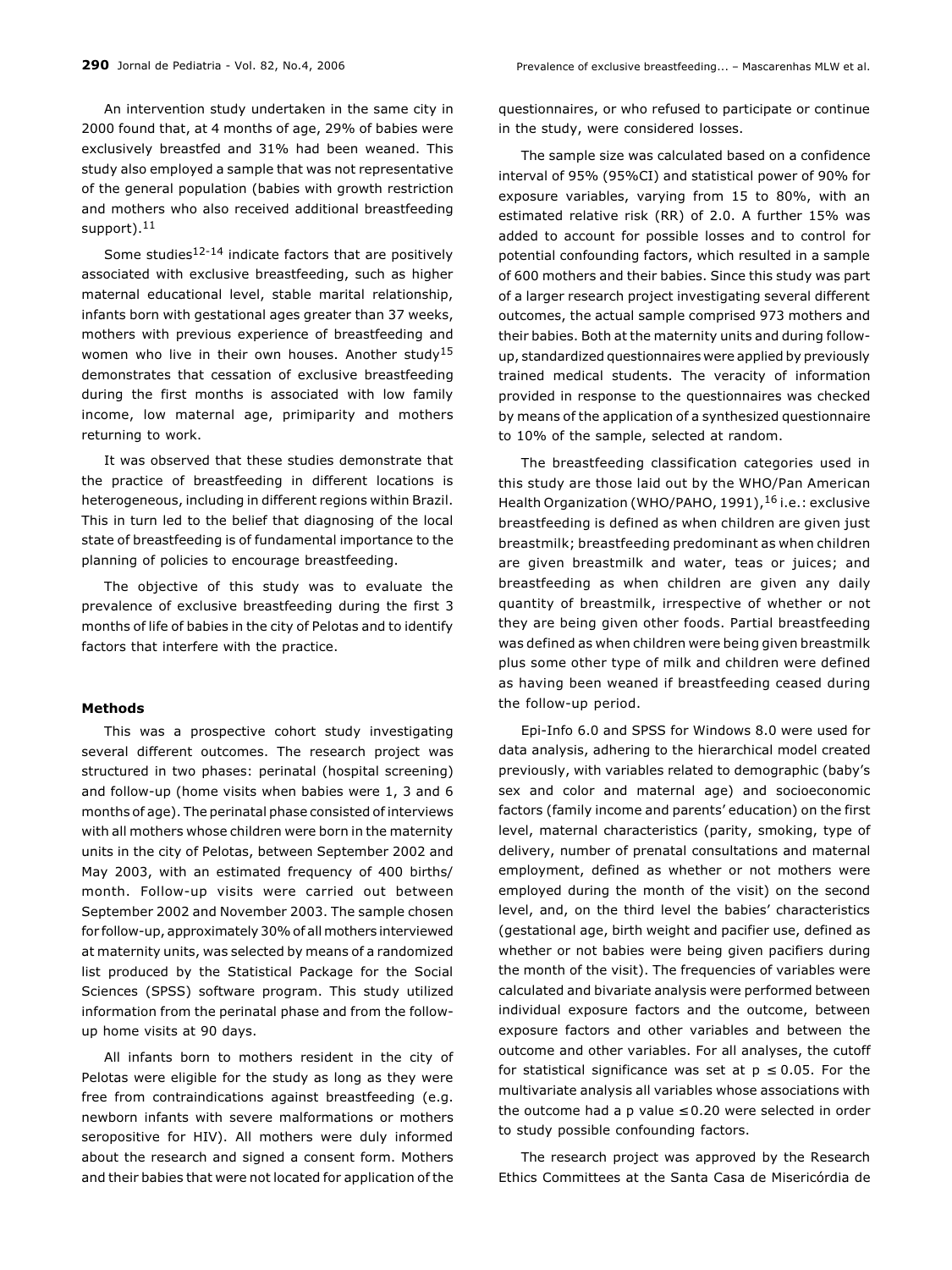An intervention study undertaken in the same city in 2000 found that, at 4 months of age, 29% of babies were exclusively breastfed and 31% had been weaned. This study also employed a sample that was not representative of the general population (babies with growth restriction and mothers who also received additional breastfeeding support).[11]

Some studies[12-14] indicate factors that are positively associated with exclusive breastfeeding, such as higher maternal educational level, stable marital relationship, infants born with gestational ages greater than 37 weeks, mothers with previous experience of breastfeeding and women who live in their own houses. Another study[15] demonstrates that cessation of exclusive breastfeeding during the first months is associated with low family income, low maternal age, primiparity and mothers returning to work.

It was observed that these studies demonstrate that the practice of breastfeeding in different locations is heterogeneous, including in different regions within Brazil. This in turn led to the belief that diagnosing of the local state of breastfeeding is of fundamental importance to the planning of policies to encourage breastfeeding.

The objective of this study was to evaluate the prevalence of exclusive breastfeeding during the first 3 months of life of babies in the city of Pelotas and to identify factors that interfere with the practice.

## Methods

This was a prospective cohort study investigating several different outcomes. The research project was structured in two phases: perinatal (hospital screening) and follow-up (home visits when babies were 1, 3 and 6 months of age). The perinatal phase consisted of interviews with all mothers whose children were born in the maternity units in the city of Pelotas, between September 2002 and May 2003, with an estimated frequency of 400 births/month. Follow-up visits were carried out between September 2002 and November 2003. The sample chosen for follow-up, approximately 30% of all mothers interviewed at maternity units, was selected by means of a randomized list produced by the Statistical Package for the Social Sciences (SPSS) software program. This study utilized information from the perinatal phase and from the follow-up home visits at 90 days.

All infants born to mothers resident in the city of Pelotas were eligible for the study as long as they were free from contraindications against breastfeeding (e.g. newborn infants with severe malformations or mothers seropositive for HIV). All mothers were duly informed about the research and signed a consent form. Mothers and their babies that were not located for application of the questionnaires, or who refused to participate or continue in the study, were considered losses.

The sample size was calculated based on a confidence interval of 95% (95%CI) and statistical power of 90% for exposure variables, varying from 15 to 80%, with an estimated relative risk (RR) of 2.0. A further 15% was added to account for possible losses and to control for potential confounding factors, which resulted in a sample of 600 mothers and their babies. Since this study was part of a larger research project investigating several different outcomes, the actual sample comprised 973 mothers and their babies. Both at the maternity units and during follow-up, standardized questionnaires were applied by previously trained medical students. The veracity of information provided in response to the questionnaires was checked by means of the application of a synthesized questionnaire to 10% of the sample, selected at random.

The breastfeeding classification categories used in this study are those laid out by the WHO/Pan American Health Organization (WHO/PAHO, 1991),[16] i.e.: exclusive breastfeeding is defined as when children are given just breastmilk; breastfeeding predominant as when children are given breastmilk and water, teas or juices; and breastfeeding as when children are given any daily quantity of breastmilk, irrespective of whether or not they are being given other foods. Partial breastfeeding was defined as when children were being given breastmilk plus some other type of milk and children were defined as having been weaned if breastfeeding ceased during the follow-up period.

Epi-Info 6.0 and SPSS for Windows 8.0 were used for data analysis, adhering to the hierarchical model created previously, with variables related to demographic (baby's sex and color and maternal age) and socioeconomic factors (family income and parents' education) on the first level, maternal characteristics (parity, smoking, type of delivery, number of prenatal consultations and maternal employment, defined as whether or not mothers were employed during the month of the visit) on the second level, and, on the third level the babies' characteristics (gestational age, birth weight and pacifier use, defined as whether or not babies were being given pacifiers during the month of the visit). The frequencies of variables were calculated and bivariate analysis were performed between individual exposure factors and the outcome, between exposure factors and other variables and between the outcome and other variables. For all analyses, the cutoff for statistical significance was set at $p \leq 0.05$. For the multivariate analysis all variables whose associations with the outcome had a p value $\leq 0.20$ were selected in order to study possible confounding factors.

The research project was approved by the Research Ethics Committees at the Santa Casa de Misericórdia de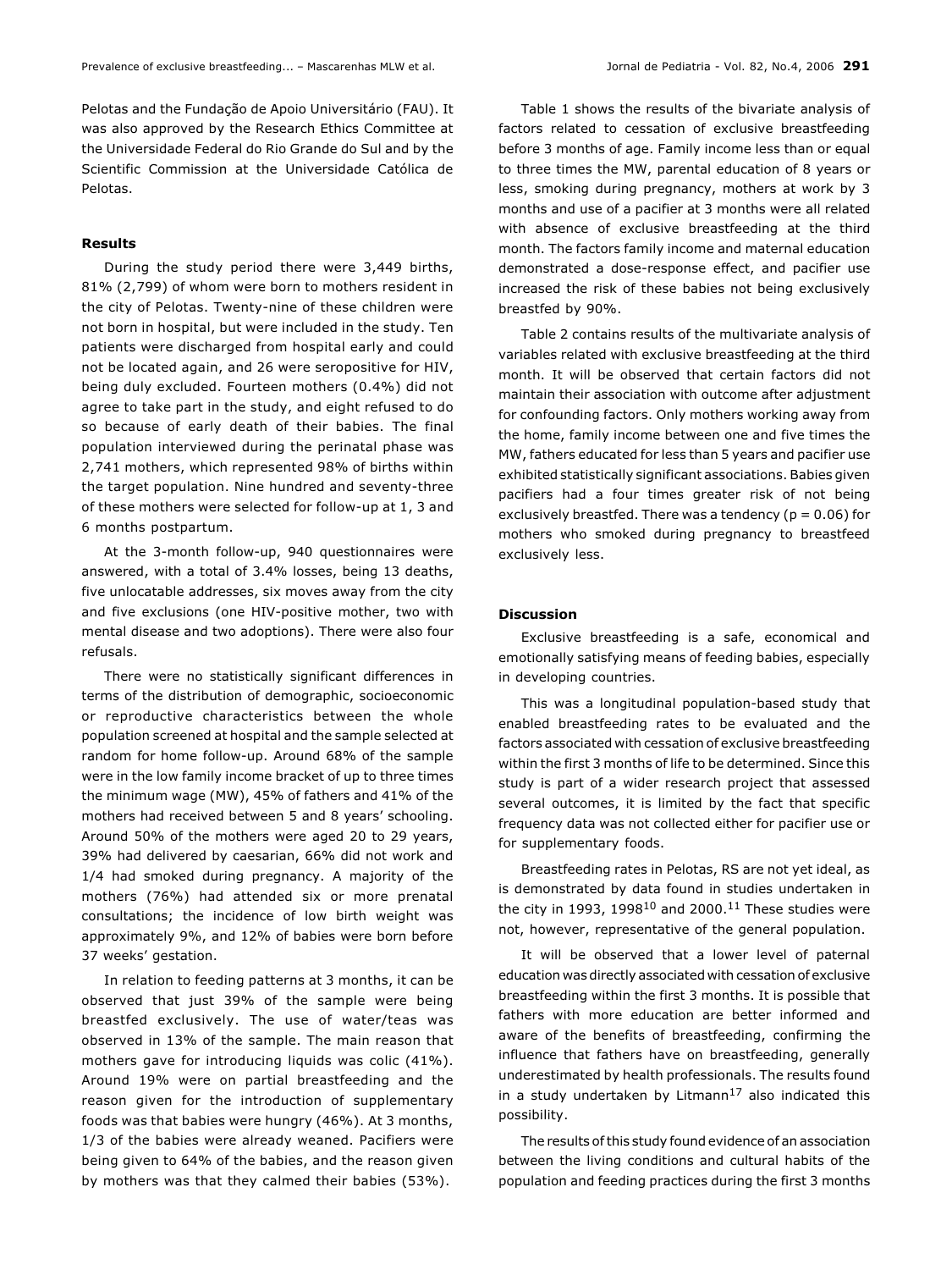Pelotas and the Fundação de Apoio Universitário (FAU). It was also approved by the Research Ethics Committee at the Universidade Federal do Rio Grande do Sul and by the Scientific Commission at the Universidade Católica de Pelotas.

## Results

During the study period there were 3,449 births, 81% (2,799) of whom were born to mothers resident in the city of Pelotas. Twenty-nine of these children were not born in hospital, but were included in the study. Ten patients were discharged from hospital early and could not be located again, and 26 were seropositive for HIV, being duly excluded. Fourteen mothers (0.4%) did not agree to take part in the study, and eight refused to do so because of early death of their babies. The final population interviewed during the perinatal phase was 2,741 mothers, which represented 98% of births within the target population. Nine hundred and seventy-three of these mothers were selected for follow-up at 1, 3 and 6 months postpartum.

At the 3-month follow-up, 940 questionnaires were answered, with a total of 3.4% losses, being 13 deaths, five unlocatable addresses, six moves away from the city and five exclusions (one HIV-positive mother, two with mental disease and two adoptions). There were also four refusals.

There were no statistically significant differences in terms of the distribution of demographic, socioeconomic or reproductive characteristics between the whole population screened at hospital and the sample selected at random for home follow-up. Around 68% of the sample were in the low family income bracket of up to three times the minimum wage (MW), 45% of fathers and 41% of the mothers had received between 5 and 8 years' schooling. Around 50% of the mothers were aged 20 to 29 years, 39% had delivered by caesarian, 66% did not work and 1/4 had smoked during pregnancy. A majority of the mothers (76%) had attended six or more prenatal consultations; the incidence of low birth weight was approximately 9%, and 12% of babies were born before 37 weeks' gestation.

In relation to feeding patterns at 3 months, it can be observed that just 39% of the sample were being breastfed exclusively. The use of water/teas was observed in 13% of the sample. The main reason that mothers gave for introducing liquids was colic (41%). Around 19% were on partial breastfeeding and the reason given for the introduction of supplementary foods was that babies were hungry (46%). At 3 months, 1/3 of the babies were already weaned. Pacifiers were being given to 64% of the babies, and the reason given by mothers was that they calmed their babies (53%).

Table 1 shows the results of the bivariate analysis of factors related to cessation of exclusive breastfeeding before 3 months of age. Family income less than or equal to three times the MW, parental education of 8 years or less, smoking during pregnancy, mothers at work by 3 months and use of a pacifier at 3 months were all related with absence of exclusive breastfeeding at the third month. The factors family income and maternal education demonstrated a dose-response effect, and pacifier use increased the risk of these babies not being exclusively breastfed by 90%.

Table 2 contains results of the multivariate analysis of variables related with exclusive breastfeeding at the third month. It will be observed that certain factors did not maintain their association with outcome after adjustment for confounding factors. Only mothers working away from the home, family income between one and five times the MW, fathers educated for less than 5 years and pacifier use exhibited statistically significant associations. Babies given pacifiers had a four times greater risk of not being exclusively breastfed. There was a tendency ($p = 0.06$) for mothers who smoked during pregnancy to breastfeed exclusively less.

## Discussion

Exclusive breastfeeding is a safe, economical and emotionally satisfying means of feeding babies, especially in developing countries.

This was a longitudinal population-based study that enabled breastfeeding rates to be evaluated and the factors associated with cessation of exclusive breastfeeding within the first 3 months of life to be determined. Since this study is part of a wider research project that assessed several outcomes, it is limited by the fact that specific frequency data was not collected either for pacifier use or for supplementary foods.

Breastfeeding rates in Pelotas, RS are not yet ideal, as is demonstrated by data found in studies undertaken in the city in 1993, 1998[10] and 2000.[11] These studies were not, however, representative of the general population.

It will be observed that a lower level of paternal education was directly associated with cessation of exclusive breastfeeding within the first 3 months. It is possible that fathers with more education are better informed and aware of the benefits of breastfeeding, confirming the influence that fathers have on breastfeeding, generally underestimated by health professionals. The results found in a study undertaken by Litmann[17] also indicated this possibility.

The results of this study found evidence of an association between the living conditions and cultural habits of the population and feeding practices during the first 3 months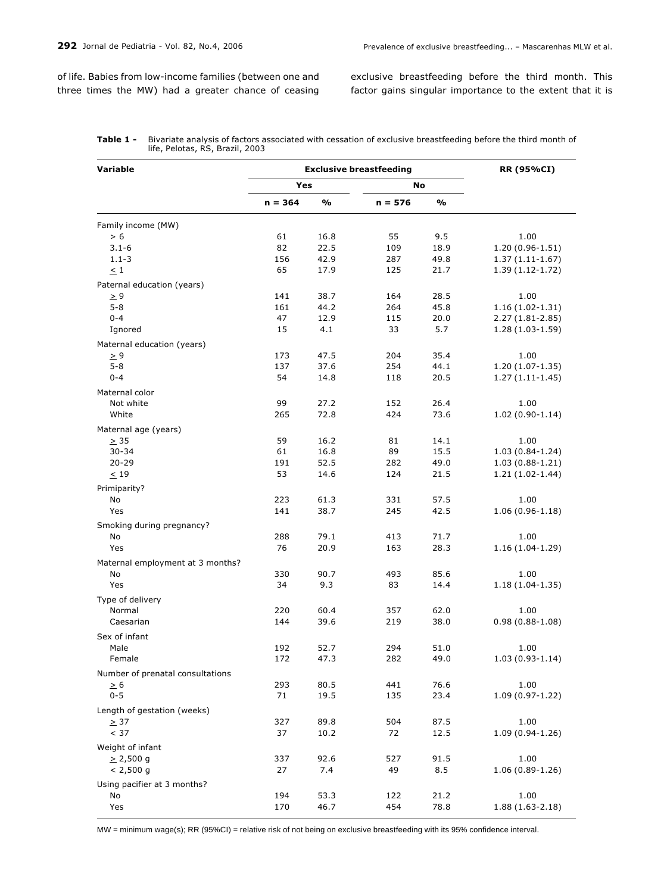of life. Babies from low-income families (between one and three times the MW) had a greater chance of ceasing exclusive breastfeeding before the third month. This factor gains singular importance to the extent that it is

**Table 1 -** Bivariate analysis of factors associated with cessation of exclusive breastfeeding before the third month of life, Pelotas, RS, Brazil, 2003

| Variable | Exclusive breastfeeding | | | | RR (95%CI) |
|---|---|---|---|---|---|
| | Yes | | No | | |
| | n = 364 | % | n = 576 | % | |
| Family income (MW) | | | | | |
| > 6 | 61 | 16.8 | 55 | 9.5 | 1.00 |
| 3.1-6 | 82 | 22.5 | 109 | 18.9 | 1.20 (0.96-1.51) |
| 1.1-3 | 156 | 42.9 | 287 | 49.8 | 1.37 (1.11-1.67) |
| ≤ 1 | 65 | 17.9 | 125 | 21.7 | 1.39 (1.12-1.72) |
| Paternal education (years) | | | | | |
| ≥ 9 | 141 | 38.7 | 164 | 28.5 | 1.00 |
| 5-8 | 161 | 44.2 | 264 | 45.8 | 1.16 (1.02-1.31) |
| 0-4 | 47 | 12.9 | 115 | 20.0 | 2.27 (1.81-2.85) |
| Ignored | 15 | 4.1 | 33 | 5.7 | 1.28 (1.03-1.59) |
| Maternal education (years) | | | | | |
| ≥ 9 | 173 | 47.5 | 204 | 35.4 | 1.00 |
| 5-8 | 137 | 37.6 | 254 | 44.1 | 1.20 (1.07-1.35) |
| 0-4 | 54 | 14.8 | 118 | 20.5 | 1.27 (1.11-1.45) |
| Maternal color | | | | | |
| Not white | 99 | 27.2 | 152 | 26.4 | 1.00 |
| White | 265 | 72.8 | 424 | 73.6 | 1.02 (0.90-1.14) |
| Maternal age (years) | | | | | |
| ≥ 35 | 59 | 16.2 | 81 | 14.1 | 1.00 |
| 30-34 | 61 | 16.8 | 89 | 15.5 | 1.03 (0.84-1.24) |
| 20-29 | 191 | 52.5 | 282 | 49.0 | 1.03 (0.88-1.21) |
| ≤ 19 | 53 | 14.6 | 124 | 21.5 | 1.21 (1.02-1.44) |
| Primiparity? | | | | | |
| No | 223 | 61.3 | 331 | 57.5 | 1.00 |
| Yes | 141 | 38.7 | 245 | 42.5 | 1.06 (0.96-1.18) |
| Smoking during pregnancy? | | | | | |
| No | 288 | 79.1 | 413 | 71.7 | 1.00 |
| Yes | 76 | 20.9 | 163 | 28.3 | 1.16 (1.04-1.29) |
| Maternal employment at 3 months? | | | | | |
| No | 330 | 90.7 | 493 | 85.6 | 1.00 |
| Yes | 34 | 9.3 | 83 | 14.4 | 1.18 (1.04-1.35) |
| Type of delivery | | | | | |
| Normal | 220 | 60.4 | 357 | 62.0 | 1.00 |
| Caesarian | 144 | 39.6 | 219 | 38.0 | 0.98 (0.88-1.08) |
| Sex of infant | | | | | |
| Male | 192 | 52.7 | 294 | 51.0 | 1.00 |
| Female | 172 | 47.3 | 282 | 49.0 | 1.03 (0.93-1.14) |
| Number of prenatal consultations | | | | | |
| ≥ 6 | 293 | 80.5 | 441 | 76.6 | 1.00 |
| 0-5 | 71 | 19.5 | 135 | 23.4 | 1.09 (0.97-1.22) |
| Length of gestation (weeks) | | | | | |
| ≥ 37 | 327 | 89.8 | 504 | 87.5 | 1.00 |
| < 37 | 37 | 10.2 | 72 | 12.5 | 1.09 (0.94-1.26) |
| Weight of infant | | | | | |
| ≥ 2,500 g | 337 | 92.6 | 527 | 91.5 | 1.00 |
| < 2,500 g | 27 | 7.4 | 49 | 8.5 | 1.06 (0.89-1.26) |
| Using pacifier at 3 months? | | | | | |
| No | 194 | 53.3 | 122 | 21.2 | 1.00 |
| Yes | 170 | 46.7 | 454 | 78.8 | 1.88 (1.63-2.18) |

MW = minimum wage(s); RR (95%CI) = relative risk of not being on exclusive breastfeeding with its 95% confidence interval.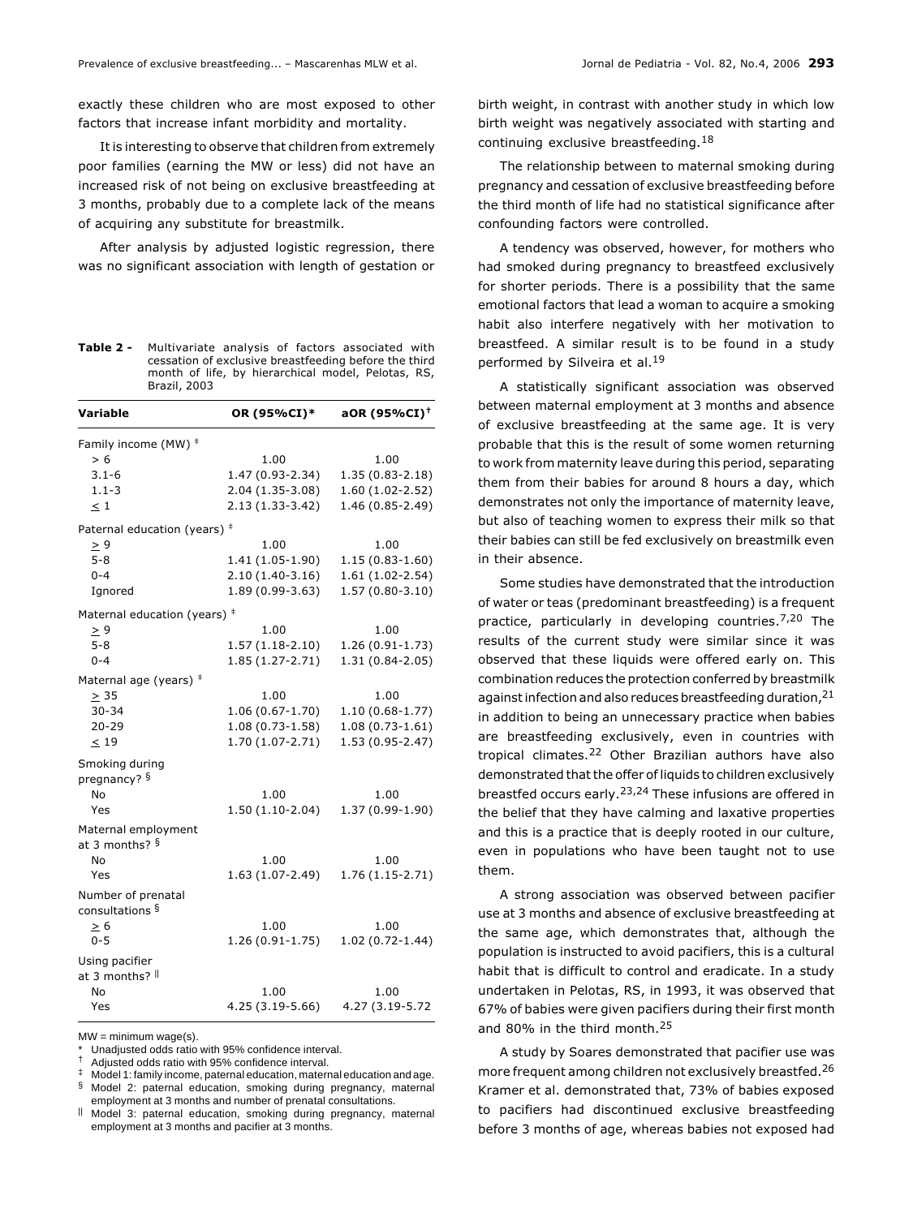exactly these children who are most exposed to other factors that increase infant morbidity and mortality.

It is interesting to observe that children from extremely poor families (earning the MW or less) did not have an increased risk of not being on exclusive breastfeeding at 3 months, probably due to a complete lack of the means of acquiring any substitute for breastmilk.

After analysis by adjusted logistic regression, there was no significant association with length of gestation or birth weight, in contrast with another study in which low birth weight was negatively associated with starting and continuing exclusive breastfeeding.[18]

**Table 2 -** Multivariate analysis of factors associated with cessation of exclusive breastfeeding before the third month of life, by hierarchical model, Pelotas, RS, Brazil, 2003

| Variable | OR (95%CI)* | aOR (95%CI)† |
|---|---|---|
| Family income (MW) ‡ | | |
| > 6 | 1.00 | 1.00 |
| 3.1-6 | 1.47 (0.93-2.34) | 1.35 (0.83-2.18) |
| 1.1-3 | 2.04 (1.35-3.08) | 1.60 (1.02-2.52) |
| ≤ 1 | 2.13 (1.33-3.42) | 1.46 (0.85-2.49) |
| Paternal education (years) ‡ | | |
| ≥ 9 | 1.00 | 1.00 |
| 5-8 | 1.41 (1.05-1.90) | 1.15 (0.83-1.60) |
| 0-4 | 2.10 (1.40-3.16) | 1.61 (1.02-2.54) |
| Ignored | 1.89 (0.99-3.63) | 1.57 (0.80-3.10) |
| Maternal education (years) ‡ | | |
| ≥ 9 | 1.00 | 1.00 |
| 5-8 | 1.57 (1.18-2.10) | 1.26 (0.91-1.73) |
| 0-4 | 1.85 (1.27-2.71) | 1.31 (0.84-2.05) |
| Maternal age (years) ‡ | | |
| ≥ 35 | 1.00 | 1.00 |
| 30-34 | 1.06 (0.67-1.70) | 1.10 (0.68-1.77) |
| 20-29 | 1.08 (0.73-1.58) | 1.08 (0.73-1.61) |
| ≤ 19 | 1.70 (1.07-2.71) | 1.53 (0.95-2.47) |
| Smoking during pregnancy? § | | |
| No | 1.00 | 1.00 |
| Yes | 1.50 (1.10-2.04) | 1.37 (0.99-1.90) |
| Maternal employment at 3 months? § | | |
| No | 1.00 | 1.00 |
| Yes | 1.63 (1.07-2.49) | 1.76 (1.15-2.71) |
| Number of prenatal consultations § | | |
| ≥ 6 | 1.00 | 1.00 |
| 0-5 | 1.26 (0.91-1.75) | 1.02 (0.72-1.44) |
| Using pacifier at 3 months? ‖ | | |
| No | 1.00 | 1.00 |
| Yes | 4.25 (3.19-5.66) | 4.27 (3.19-5.72 |

MW = minimum wage(s).
\* Unadjusted odds ratio with 95% confidence interval.
† Adjusted odds ratio with 95% confidence interval.
‡ Model 1: family income, paternal education, maternal education and age.
§ Model 2: paternal education, smoking during pregnancy, maternal employment at 3 months and number of prenatal consultations.
‖ Model 3: paternal education, smoking during pregnancy, maternal employment at 3 months and pacifier at 3 months.

The relationship between to maternal smoking during pregnancy and cessation of exclusive breastfeeding before the third month of life had no statistical significance after confounding factors were controlled.

A tendency was observed, however, for mothers who had smoked during pregnancy to breastfeed exclusively for shorter periods. There is a possibility that the same emotional factors that lead a woman to acquire a smoking habit also interfere negatively with her motivation to breastfeed. A similar result is to be found in a study performed by Silveira et al.[19]

A statistically significant association was observed between maternal employment at 3 months and absence of exclusive breastfeeding at the same age. It is very probable that this is the result of some women returning to work from maternity leave during this period, separating them from their babies for around 8 hours a day, which demonstrates not only the importance of maternity leave, but also of teaching women to express their milk so that their babies can still be fed exclusively on breastmilk even in their absence.

Some studies have demonstrated that the introduction of water or teas (predominant breastfeeding) is a frequent practice, particularly in developing countries.[7,20] The results of the current study were similar since it was observed that these liquids were offered early on. This combination reduces the protection conferred by breastmilk against infection and also reduces breastfeeding duration,[21] in addition to being an unnecessary practice when babies are breastfeeding exclusively, even in countries with tropical climates.[22] Other Brazilian authors have also demonstrated that the offer of liquids to children exclusively breastfed occurs early.[23,24] These infusions are offered in the belief that they have calming and laxative properties and this is a practice that is deeply rooted in our culture, even in populations who have been taught not to use them.

A strong association was observed between pacifier use at 3 months and absence of exclusive breastfeeding at the same age, which demonstrates that, although the population is instructed to avoid pacifiers, this is a cultural habit that is difficult to control and eradicate. In a study undertaken in Pelotas, RS, in 1993, it was observed that 67% of babies were given pacifiers during their first month and 80% in the third month.[25]

A study by Soares demonstrated that pacifier use was more frequent among children not exclusively breastfed.[26] Kramer et al. demonstrated that, 73% of babies exposed to pacifiers had discontinued exclusive breastfeeding before 3 months of age, whereas babies not exposed had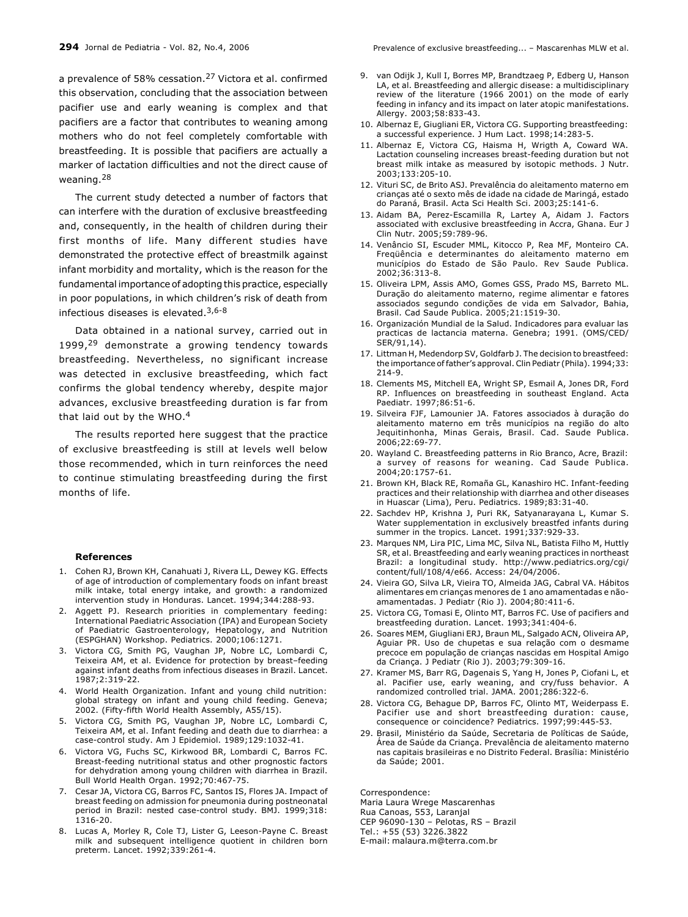a prevalence of 58% cessation.[27] Victora et al. confirmed this observation, concluding that the association between pacifier use and early weaning is complex and that pacifiers are a factor that contributes to weaning among mothers who do not feel completely comfortable with breastfeeding. It is possible that pacifiers are actually a marker of lactation difficulties and not the direct cause of weaning.[28]

The current study detected a number of factors that can interfere with the duration of exclusive breastfeeding and, consequently, in the health of children during their first months of life. Many different studies have demonstrated the protective effect of breastmilk against infant morbidity and mortality, which is the reason for the fundamental importance of adopting this practice, especially in poor populations, in which children's risk of death from infectious diseases is elevated.[3,6-8]

Data obtained in a national survey, carried out in 1999,[29] demonstrate a growing tendency towards breastfeeding. Nevertheless, no significant increase was detected in exclusive breastfeeding, which fact confirms the global tendency whereby, despite major advances, exclusive breastfeeding duration is far from that laid out by the WHO.[4]

The results reported here suggest that the practice of exclusive breastfeeding is still at levels well below those recommended, which in turn reinforces the need to continue stimulating breastfeeding during the first months of life.

### References

1. Cohen RJ, Brown KH, Canahuati J, Rivera LL, Dewey KG. Effects of age of introduction of complementary foods on infant breast milk intake, total energy intake, and growth: a randomized intervention study in Honduras. Lancet. 1994;344:288-93.
2. Aggett PJ. Research priorities in complementary feeding: International Paediatric Association (IPA) and European Society of Paediatric Gastroenterology, Hepatology, and Nutrition (ESPGHAN) Workshop. Pediatrics. 2000;106:1271.
3. Victora CG, Smith PG, Vaughan JP, Nobre LC, Lombardi C, Teixeira AM, et al. Evidence for protection by breast–feeding against infant deaths from infectious diseases in Brazil. Lancet. 1987;2:319-22.
4. World Health Organization. Infant and young child nutrition: global strategy on infant and young child feeding. Geneva; 2002. (Fifty-fifth World Health Assembly, A55/15).
5. Victora CG, Smith PG, Vaughan JP, Nobre LC, Lombardi C, Teixeira AM, et al. Infant feeding and death due to diarrhea: a case-control study. Am J Epidemiol. 1989;129:1032-41.
6. Victora VG, Fuchs SC, Kirkwood BR, Lombardi C, Barros FC. Breast-feeding nutritional status and other prognostic factors for dehydration among young children with diarrhea in Brazil. Bull World Health Organ. 1992;70:467-75.
7. Cesar JA, Victora CG, Barros FC, Santos IS, Flores JA. Impact of breast feeding on admission for pneumonia during postneonatal period in Brazil: nested case-control study. BMJ. 1999;318: 1316-20.
8. Lucas A, Morley R, Cole TJ, Lister G, Leeson-Payne C. Breast milk and subsequent intelligence quotient in children born preterm. Lancet. 1992;339:261-4.
9. van Odijk J, Kull I, Borres MP, Brandtzaeg P, Edberg U, Hanson LA, et al. Breastfeeding and allergic disease: a multidisciplinary review of the literature (1966 2001) on the mode of early feeding in infancy and its impact on later atopic manifestations. Allergy. 2003;58:833-43.
10. Albernaz E, Giugliani ER, Victora CG. Supporting breastfeeding: a successful experience. J Hum Lact. 1998;14:283-5.
11. Albernaz E, Victora CG, Haisma H, Wrigth A, Coward WA. Lactation counseling increases breast-feeding duration but not breast milk intake as measured by isotopic methods. J Nutr. 2003;133:205-10.
12. Vituri SC, de Brito ASJ. Prevalência do aleitamento materno em crianças até o sexto mês de idade na cidade de Maringá, estado do Paraná, Brasil. Acta Sci Health Sci. 2003;25:141-6.
13. Aidam BA, Perez-Escamilla R, Lartey A, Aidam J. Factors associated with exclusive breastfeeding in Accra, Ghana. Eur J Clin Nutr. 2005;59:789-96.
14. Venâncio SI, Escuder MML, Kitocco P, Rea MF, Monteiro CA. Freqüência e determinantes do aleitamento materno em municípios do Estado de São Paulo. Rev Saude Publica. 2002;36:313-8.
15. Oliveira LPM, Assis AMO, Gomes GSS, Prado MS, Barreto ML. Duração do aleitamento materno, regime alimentar e fatores associados segundo condições de vida em Salvador, Bahia, Brasil. Cad Saude Publica. 2005;21:1519-30.
16. Organización Mundial de la Salud. Indicadores para evaluar las practicas de lactancia materna. Genebra; 1991. (OMS/CED/SER/91,14).
17. Littman H, Medendorp SV, Goldfarb J. The decision to breastfeed: the importance of father's approval. Clin Pediatr (Phila). 1994;33: 214-9.
18. Clements MS, Mitchell EA, Wright SP, Esmail A, Jones DR, Ford RP. Influences on breastfeeding in southeast England. Acta Paediatr. 1997;86:51-6.
19. Silveira FJF, Lamounier JA. Fatores associados à duração do aleitamento materno em três municípios na região do alto Jequitinhonha, Minas Gerais, Brasil. Cad. Saude Publica. 2006;22:69-77.
20. Wayland C. Breastfeeding patterns in Rio Branco, Acre, Brazil: a survey of reasons for weaning. Cad Saude Publica. 2004;20:1757-61.
21. Brown KH, Black RE, Romaña GL, Kanashiro HC. Infant-feeding practices and their relationship with diarrhea and other diseases in Huascar (Lima), Peru. Pediatrics. 1989;83:31-40.
22. Sachdev HP, Krishna J, Puri RK, Satyanarayana L, Kumar S. Water supplementation in exclusively breastfed infants during summer in the tropics. Lancet. 1991;337:929-33.
23. Marques NM, Lira PIC, Lima MC, Silva NL, Batista Filho M, Huttly SR, et al. Breastfeeding and early weaning practices in northeast Brazil: a longitudinal study. http://www.pediatrics.org/cgi/content/full/108/4/e66. Access: 24/04/2006.
24. Vieira GO, Silva LR, Vieira TO, Almeida JAG, Cabral VA. Hábitos alimentares em crianças menores de 1 ano amamentadas e não-amamentadas. J Pediatr (Rio J). 2004;80:411-6.
25. Victora CG, Tomasi E, Olinto MT, Barros FC. Use of pacifiers and breastfeeding duration. Lancet. 1993;341:404-6.
26. Soares MEM, Giugliani ERJ, Braun ML, Salgado ACN, Oliveira AP, Aguiar PR. Uso de chupetas e sua relação com o desmame precoce em população de crianças nascidas em Hospital Amigo da Criança. J Pediatr (Rio J). 2003;79:309-16.
27. Kramer MS, Barr RG, Dagenais S, Yang H, Jones P, Ciofani L, et al. Pacifier use, early weaning, and cry/fuss behavior. A randomized controlled trial. JAMA. 2001;286:322-6.
28. Victora CG, Behague DP, Barros FC, Olinto MT, Weiderpass E. Pacifier use and short breastfeeding duration: cause, consequence or coincidence? Pediatrics. 1997;99:445-53.
29. Brasil, Ministério da Saúde, Secretaria de Políticas de Saúde, Área de Saúde da Criança. Prevalência de aleitamento materno nas capitais brasileiras e no Distrito Federal. Brasília: Ministério da Saúde; 2001.

Correspondence:
Maria Laura Wrege Mascarenhas
Rua Canoas, 553, Laranjal
CEP 96090-130 – Pelotas, RS – Brazil
Tel.: +55 (53) 3226.3822
E-mail: malaura.m@terra.com.br